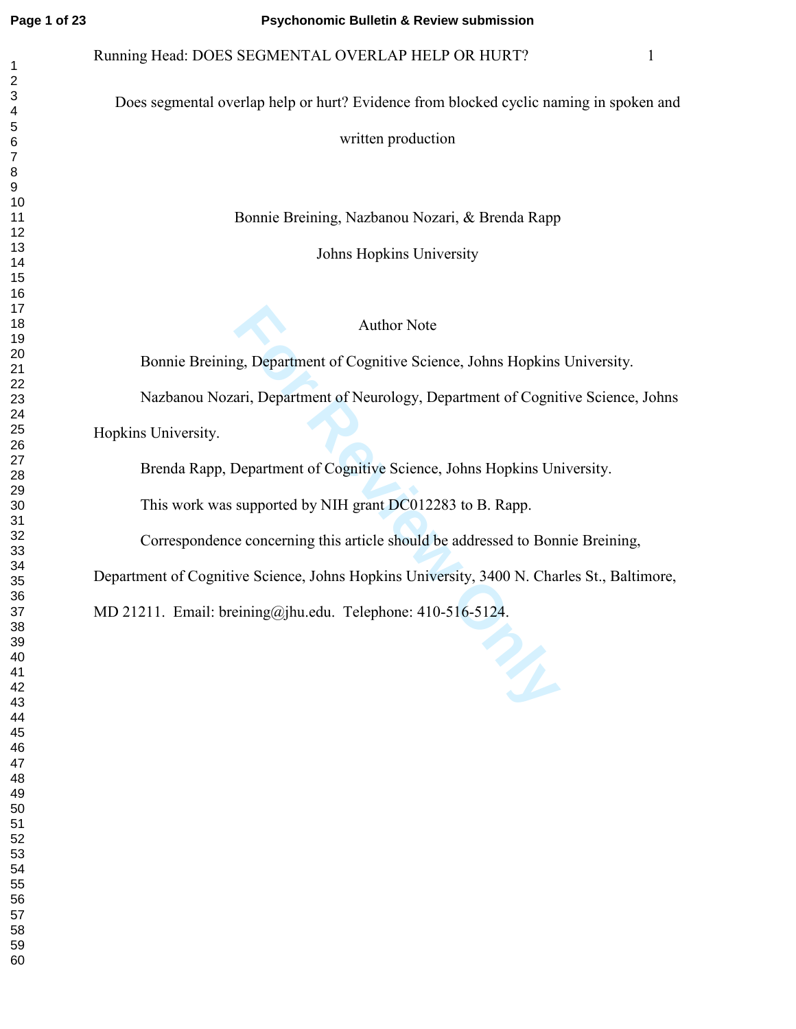Running Head: DOES SEGMENTAL OVERLAP HELP OR HURT?

# Does segmental overlap help or hurt? Evidence from blocked cyclic naming in spoken and written production

Bonnie Breining, Nazbanou Nozari, & Brenda Rapp

Johns Hopkins University

## Author Note

Bonnie Breining, Department of Cognitive Science, Johns Hopkins University.

Nazbanou Nozari, Department of Neurology, Department of Cognitive Science, Johns Hopkins University.

Brenda Rapp, Department of Cognitive Science, Johns Hopkins University.

This work was supported by NIH grant DC012283 to B. Rapp.

Correspondence concerning this article should be addressed to Bonnie Breining, Department of Cognitive Science, Johns Hopkins University, 3400 N. Charles St., Baltimore, MD 21211. Email: breining@jhu.edu. Telephone: 410-516-5124.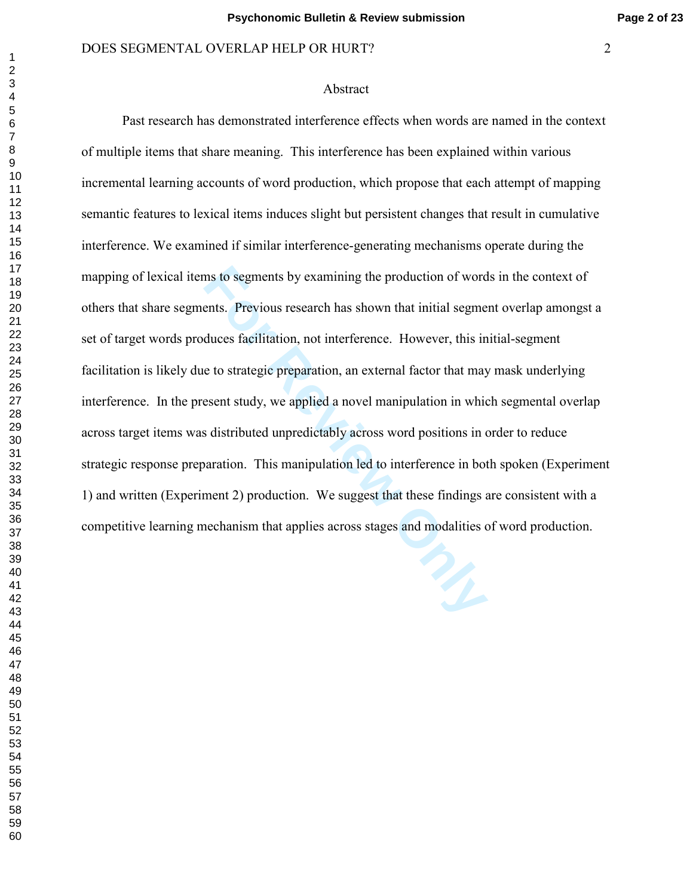## Abstract

Past research has demonstrated interference effects when words are named in the context of multiple items that share meaning. This interference has been explained within various incremental learning accounts of word production, which propose that each attempt of mapping semantic features to lexical items induces slight but persistent changes that result in cumulative interference. We examined if similar interference-generating mechanisms operate during the mapping of lexical items to segments by examining the production of words in the context of others that share segments. Previous research has shown that initial segment overlap amongst a set of target words produces facilitation, not interference. However, this initial-segment facilitation is likely due to strategic preparation, an external factor that may mask underlying interference. In the present study, we applied a novel manipulation in which segmental overlap across target items was distributed unpredictably across word positions in order to reduce strategic response preparation. This manipulation led to interference in both spoken (Experiment 1) and written (Experiment 2) production. We suggest that these findings are consistent with a competitive learning mechanism that applies across stages and modalities of word production.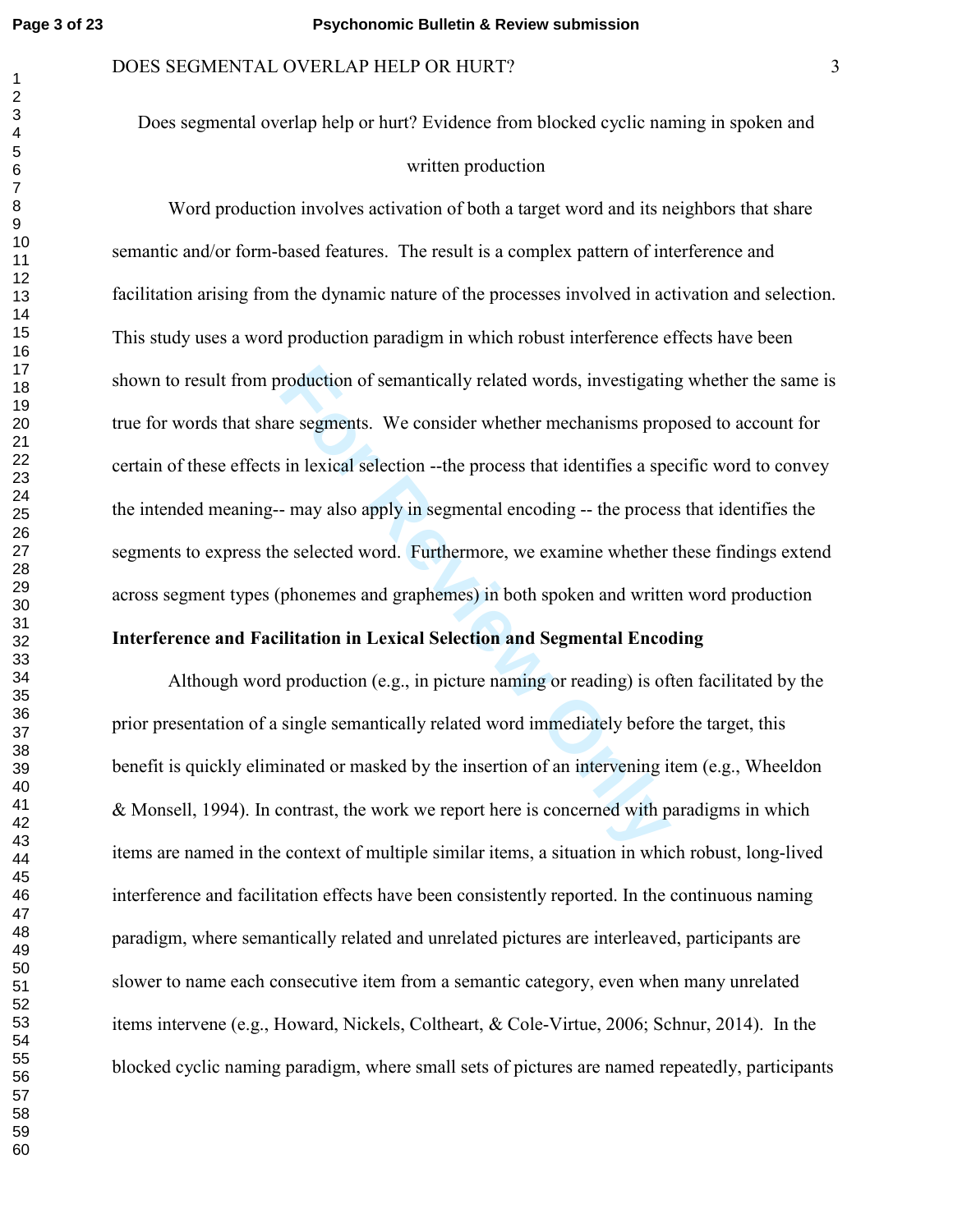Does segmental overlap help or hurt? Evidence from blocked cyclic naming in spoken and written production

Word production involves activation of both a target word and its neighbors that share semantic and/or form-based features. The result is a complex pattern of interference and facilitation arising from the dynamic nature of the processes involved in activation and selection. This study uses a word production paradigm in which robust interference effects have been shown to result from production of semantically related words, investigating whether the same is true for words that share segments. We consider whether mechanisms proposed to account for certain of these effects in lexical selection --the process that identifies a specific word to convey the intended meaning-- may also apply in segmental encoding -- the process that identifies the segments to express the selected word. Furthermore, we examine whether these findings extend across segment types (phonemes and graphemes) in both spoken and written word production

**Interference and Facilitation in Lexical Selection and Segmental Encoding**

Although word production (e.g., in picture naming or reading) is often facilitated by the prior presentation of a single semantically related word immediately before the target, this benefit is quickly eliminated or masked by the insertion of an intervening item (e.g., Wheeldon & Monsell, 1994). In contrast, the work we report here is concerned with paradigms in which items are named in the context of multiple similar items, a situation in which robust, long-lived interference and facilitation effects have been consistently reported. In the continuous naming paradigm, where semantically related and unrelated pictures are interleaved, participants are slower to name each consecutive item from a semantic category, even when many unrelated items intervene (e.g., Howard, Nickels, Coltheart, & Cole-Virtue, 2006; Schnur, 2014). In the blocked cyclic naming paradigm, where small sets of pictures are named repeatedly, participants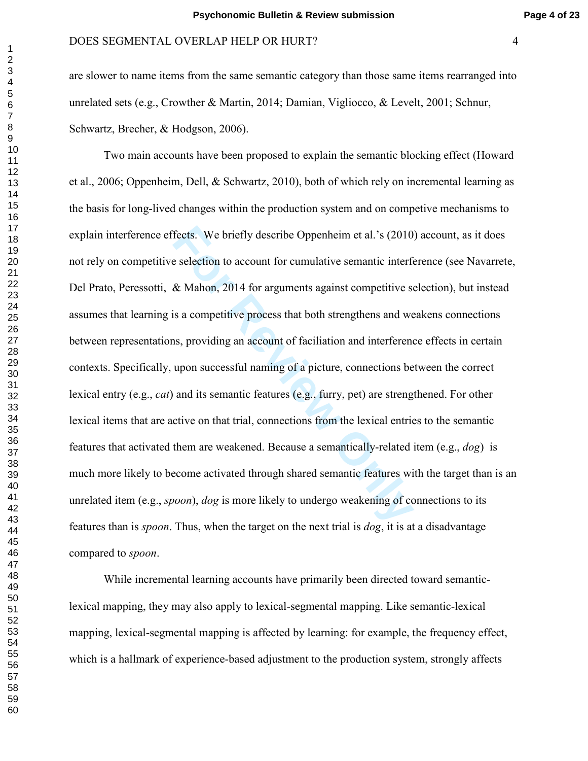are slower to name items from the same semantic category than those same items rearranged into unrelated sets (e.g., Crowther & Martin, 2014; Damian, Vigliocco, & Levelt, 2001; Schnur, Schwartz, Brecher, & Hodgson, 2006).

Two main accounts have been proposed to explain the semantic blocking effect (Howard et al., 2006; Oppenheim, Dell, & Schwartz, 2010), both of which rely on incremental learning as the basis for long-lived changes within the production system and on competive mechanisms to explain interference effects. We briefly describe Oppenheim et al.'s (2010) account, as it does not rely on competitive selection to account for cumulative semantic interference (see Navarrete, Del Prato, Peressotti, & Mahon, 2014 for arguments against competitive selection), but instead assumes that learning is a competitive process that both strengthens and weakens connections between representations, providing an account of faciliation and interference effects in certain contexts. Specifically, upon successful naming of a picture, connections between the correct lexical entry (e.g., *cat*) and its semantic features (e.g., furry, pet) are strengthened. For other lexical items that are active on that trial, connections from the lexical entries to the semantic features that activated them are weakened. Because a semantically-related item (e.g., *dog*) is much more likely to become activated through shared semantic features with the target than is an unrelated item (e.g., *spoon*), *dog* is more likely to undergo weakening of connections to its features than is *spoon*. Thus, when the target on the next trial is *dog*, it is at a disadvantage compared to *spoon*.

While incremental learning accounts have primarily been directed toward semantic-lexical mapping, they may also apply to lexical-segmental mapping. Like semantic-lexical mapping, lexical-segmental mapping is affected by learning: for example, the frequency effect, which is a hallmark of experience-based adjustment to the production system, strongly affects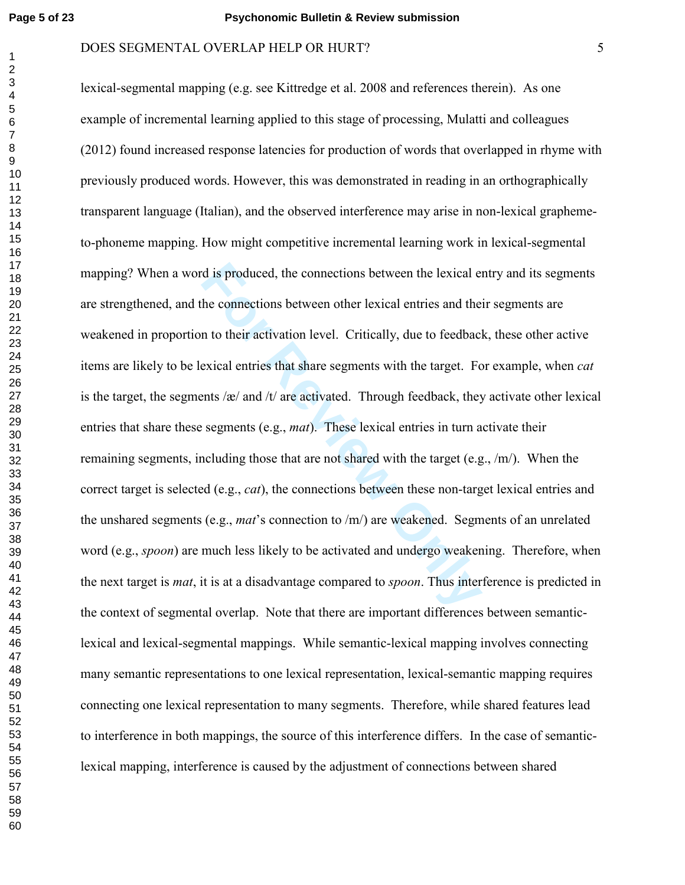lexical-segmental mapping (e.g. see Kittredge et al. 2008 and references therein). As one example of incremental learning applied to this stage of processing, Mulatti and colleagues (2012) found increased response latencies for production of words that overlapped in rhyme with previously produced words. However, this was demonstrated in reading in an orthographically transparent language (Italian), and the observed interference may arise in non-lexical grapheme-to-phoneme mapping. How might competitive incremental learning work in lexical-segmental mapping? When a word is produced, the connections between the lexical entry and its segments are strengthened, and the connections between other lexical entries and their segments are weakened in proportion to their activation level. Critically, due to feedback, these other active items are likely to be lexical entries that share segments with the target. For example, when *cat* is the target, the segments /æ/ and /t/ are activated. Through feedback, they activate other lexical entries that share these segments (e.g., *mat*). These lexical entries in turn activate their remaining segments, including those that are not shared with the target (e.g., /m/). When the correct target is selected (e.g., *cat*), the connections between these non-target lexical entries and the unshared segments (e.g., *mat*'s connection to /m/) are weakened. Segments of an unrelated word (e.g., *spoon*) are much less likely to be activated and undergo weakening. Therefore, when the next target is *mat*, it is at a disadvantage compared to *spoon*. Thus interference is predicted in the context of segmental overlap. Note that there are important differences between semantic-lexical and lexical-segmental mappings. While semantic-lexical mapping involves connecting many semantic representations to one lexical representation, lexical-semantic mapping requires connecting one lexical representation to many segments. Therefore, while shared features lead to interference in both mappings, the source of this interference differs. In the case of semantic-lexical mapping, interference is caused by the adjustment of connections between shared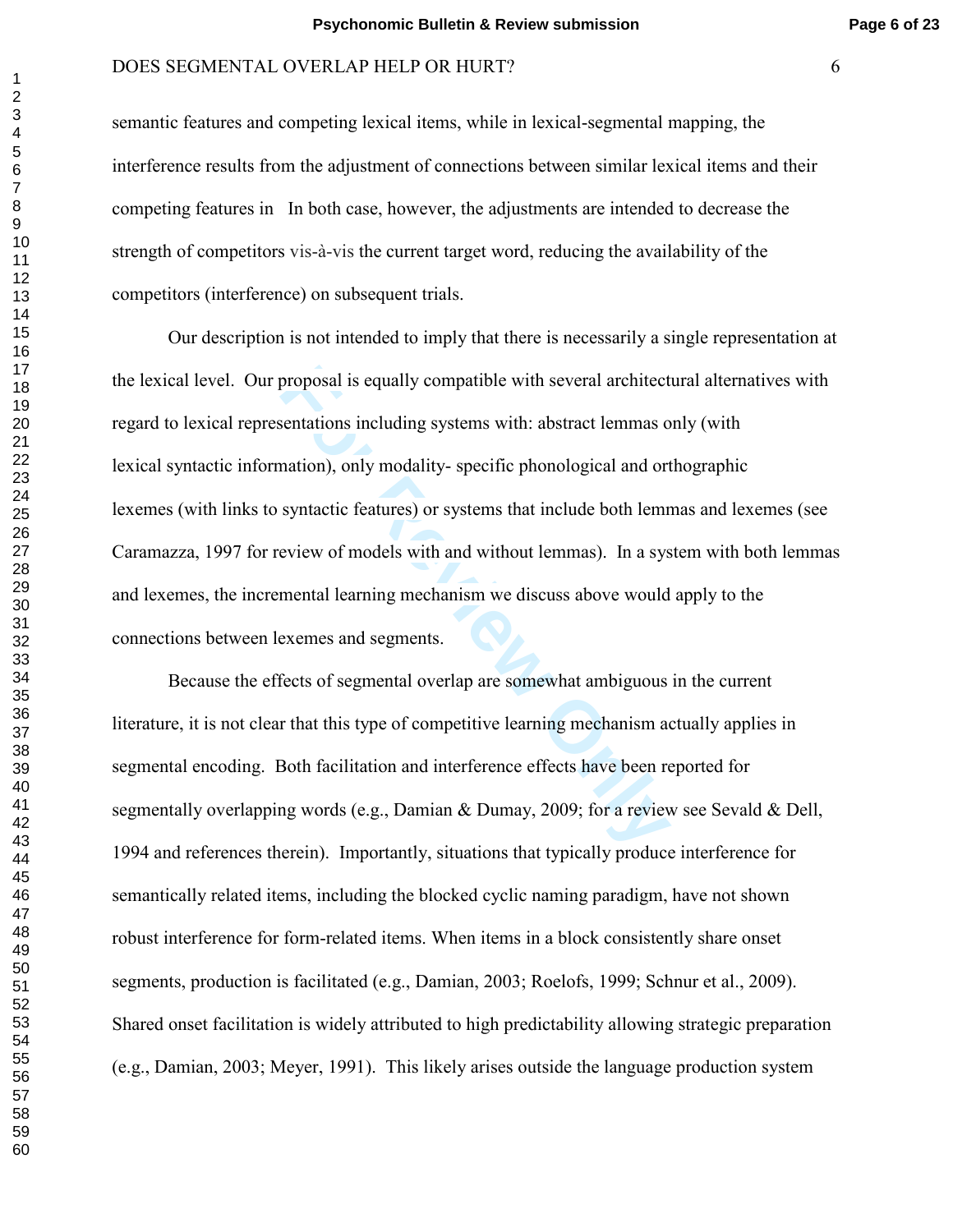semantic features and competing lexical items, while in lexical-segmental mapping, the interference results from the adjustment of connections between similar lexical items and their competing features in  In both case, however, the adjustments are intended to decrease the strength of competitors vis-à-vis the current target word, reducing the availability of the competitors (interference) on subsequent trials.

Our description is not intended to imply that there is necessarily a single representation at the lexical level. Our proposal is equally compatible with several architectural alternatives with regard to lexical representations including systems with: abstract lemmas only (with lexical syntactic information), only modality- specific phonological and orthographic lexemes (with links to syntactic features) or systems that include both lemmas and lexemes (see Caramazza, 1997 for review of models with and without lemmas). In a system with both lemmas and lexemes, the incremental learning mechanism we discuss above would apply to the connections between lexemes and segments.

Because the effects of segmental overlap are somewhat ambiguous in the current literature, it is not clear that this type of competitive learning mechanism actually applies in segmental encoding. Both facilitation and interference effects have been reported for segmentally overlapping words (e.g., Damian & Dumay, 2009; for a review see Sevald & Dell, 1994 and references therein). Importantly, situations that typically produce interference for semantically related items, including the blocked cyclic naming paradigm, have not shown robust interference for form-related items. When items in a block consistently share onset segments, production is facilitated (e.g., Damian, 2003; Roelofs, 1999; Schnur et al., 2009). Shared onset facilitation is widely attributed to high predictability allowing strategic preparation (e.g., Damian, 2003; Meyer, 1991). This likely arises outside the language production system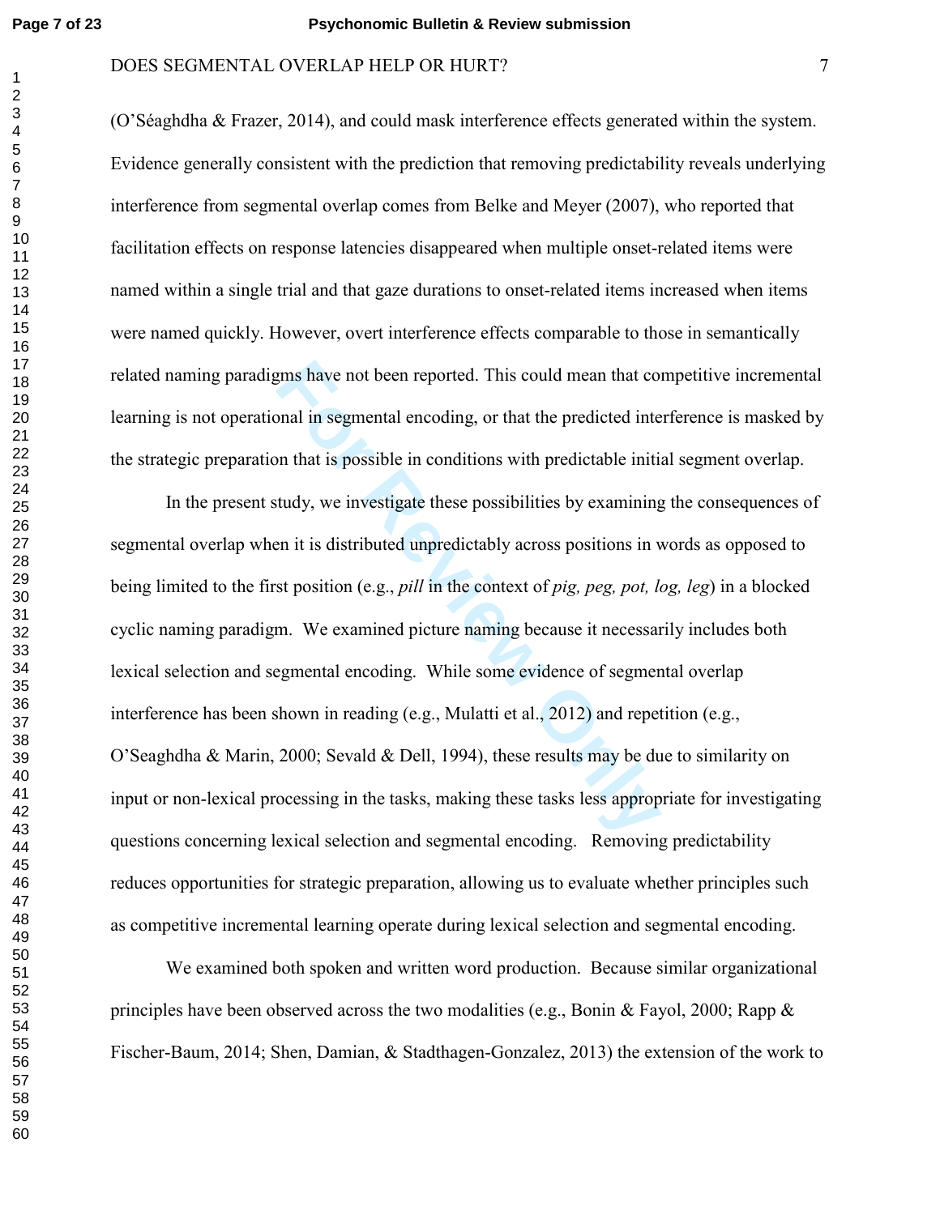(O'Séaghdha & Frazer, 2014), and could mask interference effects generated within the system. Evidence generally consistent with the prediction that removing predictability reveals underlying interference from segmental overlap comes from Belke and Meyer (2007), who reported that facilitation effects on response latencies disappeared when multiple onset-related items were named within a single trial and that gaze durations to onset-related items increased when items were named quickly. However, overt interference effects comparable to those in semantically related naming paradigms have not been reported. This could mean that competitive incremental learning is not operational in segmental encoding, or that the predicted interference is masked by the strategic preparation that is possible in conditions with predictable initial segment overlap.

In the present study, we investigate these possibilities by examining the consequences of segmental overlap when it is distributed unpredictably across positions in words as opposed to being limited to the first position (e.g., *pill* in the context of *pig, peg, pot, log, leg*) in a blocked cyclic naming paradigm. We examined picture naming because it necessarily includes both lexical selection and segmental encoding. While some evidence of segmental overlap interference has been shown in reading (e.g., Mulatti et al., 2012) and repetition (e.g., O'Seaghdha & Marin, 2000; Sevald & Dell, 1994), these results may be due to similarity on input or non-lexical processing in the tasks, making these tasks less appropriate for investigating questions concerning lexical selection and segmental encoding. Removing predictability reduces opportunities for strategic preparation, allowing us to evaluate whether principles such as competitive incremental learning operate during lexical selection and segmental encoding.

We examined both spoken and written word production. Because similar organizational principles have been observed across the two modalities (e.g., Bonin & Fayol, 2000; Rapp & Fischer-Baum, 2014; Shen, Damian, & Stadthagen-Gonzalez, 2013) the extension of the work to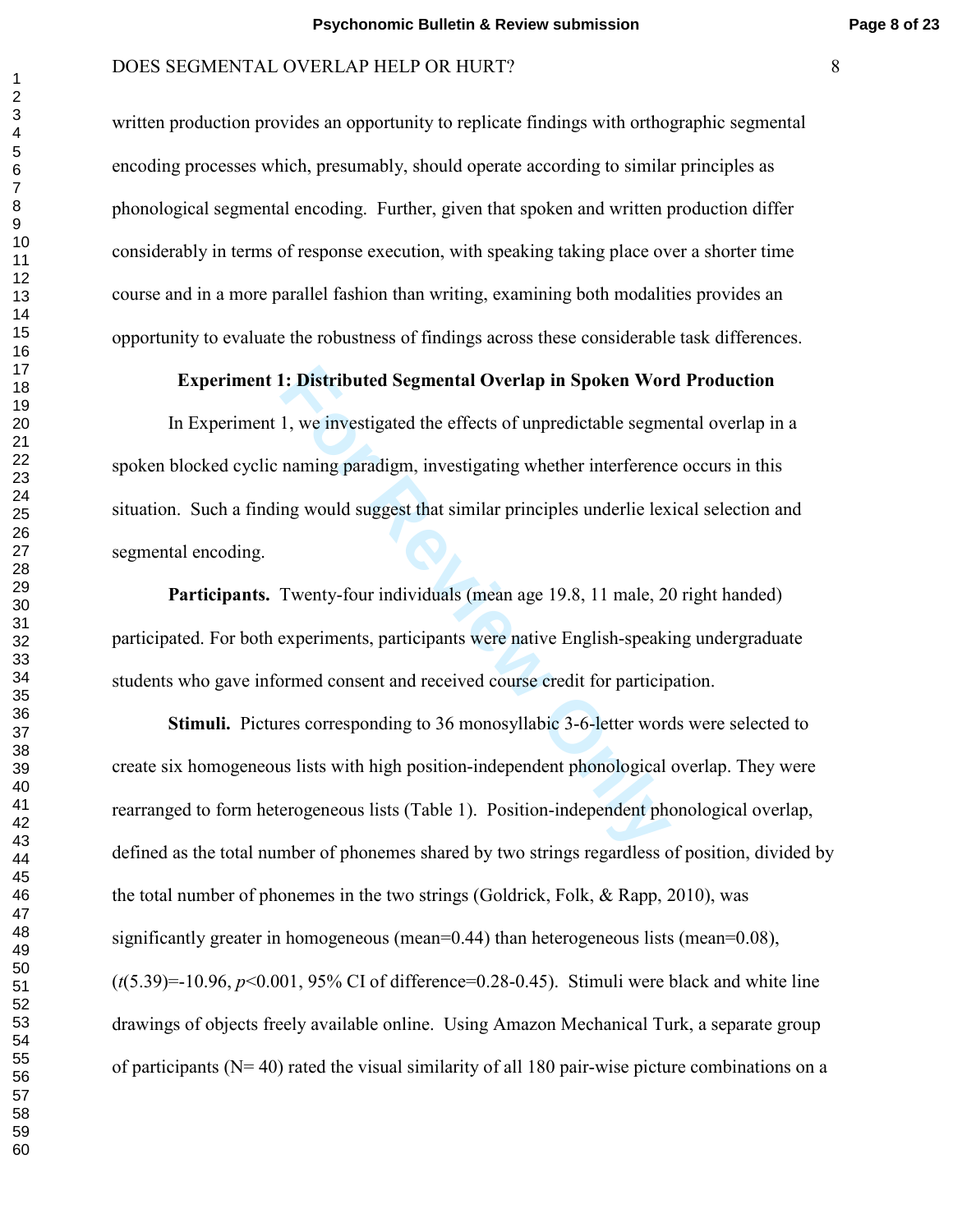written production provides an opportunity to replicate findings with orthographic segmental encoding processes which, presumably, should operate according to similar principles as phonological segmental encoding. Further, given that spoken and written production differ considerably in terms of response execution, with speaking taking place over a shorter time course and in a more parallel fashion than writing, examining both modalities provides an opportunity to evaluate the robustness of findings across these considerable task differences.

## Experiment 1: Distributed Segmental Overlap in Spoken Word Production

In Experiment 1, we investigated the effects of unpredictable segmental overlap in a spoken blocked cyclic naming paradigm, investigating whether interference occurs in this situation. Such a finding would suggest that similar principles underlie lexical selection and segmental encoding.

**Participants.** Twenty-four individuals (mean age 19.8, 11 male, 20 right handed) participated. For both experiments, participants were native English-speaking undergraduate students who gave informed consent and received course credit for participation.

**Stimuli.** Pictures corresponding to 36 monosyllabic 3-6-letter words were selected to create six homogeneous lists with high position-independent phonological overlap. They were rearranged to form heterogeneous lists (Table 1). Position-independent phonological overlap, defined as the total number of phonemes shared by two strings regardless of position, divided by the total number of phonemes in the two strings (Goldrick, Folk, & Rapp, 2010), was significantly greater in homogeneous (mean=0.44) than heterogeneous lists (mean=0.08), ($t(5.39)=-10.96$, $p<0.001$, 95% CI of difference=0.28-0.45). Stimuli were black and white line drawings of objects freely available online. Using Amazon Mechanical Turk, a separate group of participants (N= 40) rated the visual similarity of all 180 pair-wise picture combinations on a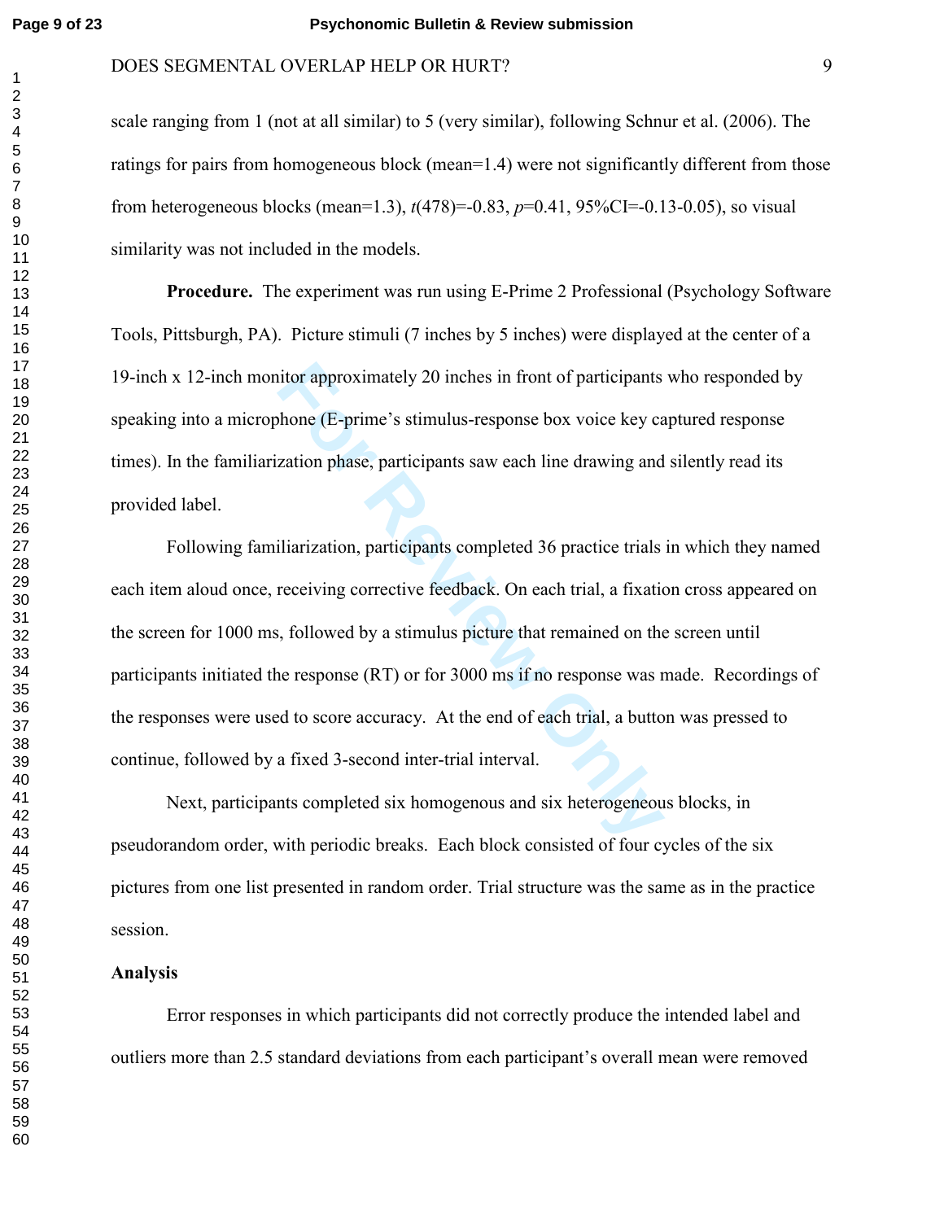scale ranging from 1 (not at all similar) to 5 (very similar), following Schnur et al. (2006). The ratings for pairs from homogeneous block (mean=1.4) were not significantly different from those from heterogeneous blocks (mean=1.3), $t(478)=-0.83$, $p=0.41$, 95%CI=-0.13-0.05), so visual similarity was not included in the models.

**Procedure.** The experiment was run using E-Prime 2 Professional (Psychology Software Tools, Pittsburgh, PA). Picture stimuli (7 inches by 5 inches) were displayed at the center of a 19-inch x 12-inch monitor approximately 20 inches in front of participants who responded by speaking into a microphone (E-prime's stimulus-response box voice key captured response times). In the familiarization phase, participants saw each line drawing and silently read its provided label.

Following familiarization, participants completed 36 practice trials in which they named each item aloud once, receiving corrective feedback. On each trial, a fixation cross appeared on the screen for 1000 ms, followed by a stimulus picture that remained on the screen until participants initiated the response (RT) or for 3000 ms if no response was made. Recordings of the responses were used to score accuracy. At the end of each trial, a button was pressed to continue, followed by a fixed 3-second inter-trial interval.

Next, participants completed six homogenous and six heterogeneous blocks, in pseudorandom order, with periodic breaks. Each block consisted of four cycles of the six pictures from one list presented in random order. Trial structure was the same as in the practice session.

## Analysis

Error responses in which participants did not correctly produce the intended label and outliers more than 2.5 standard deviations from each participant's overall mean were removed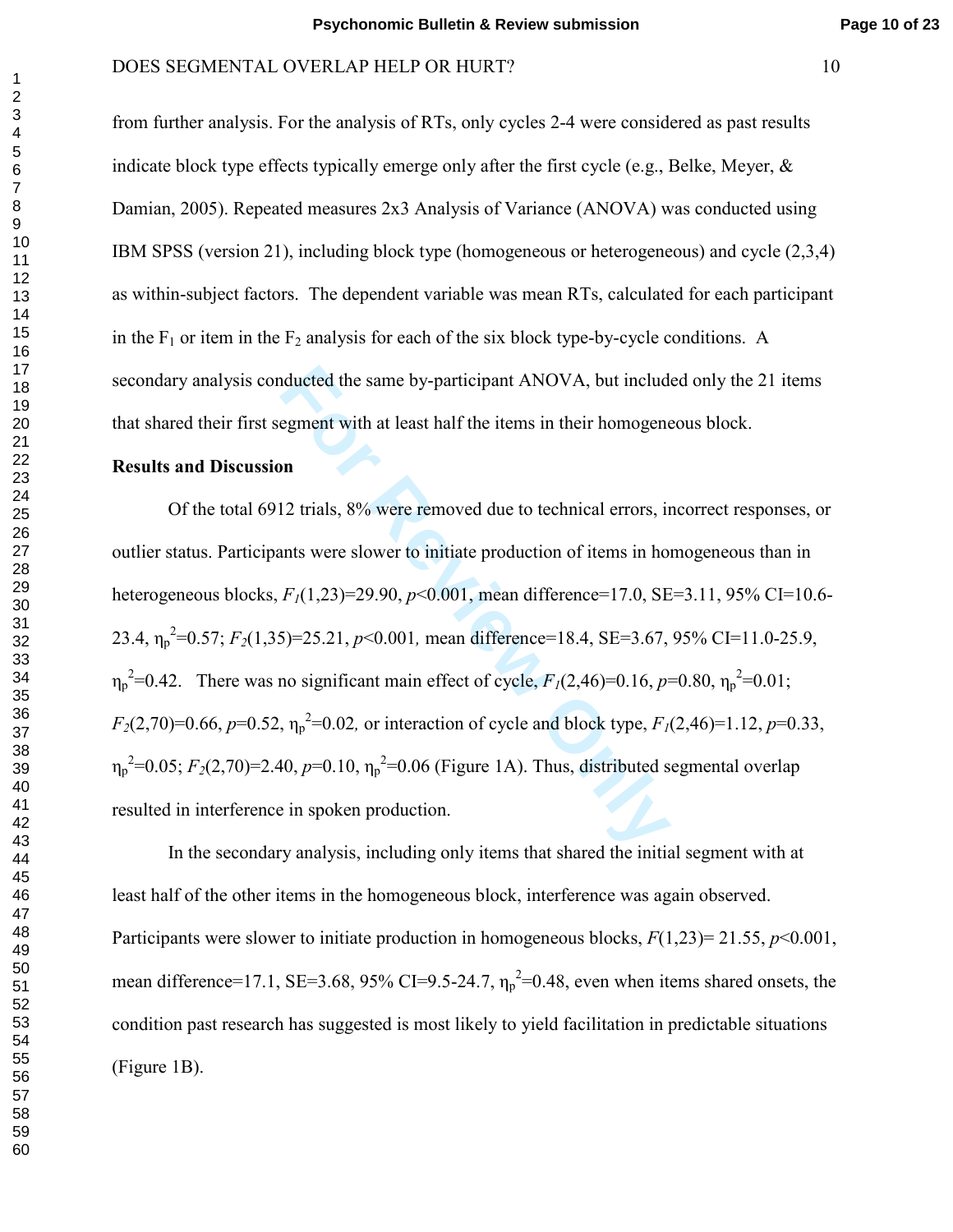from further analysis. For the analysis of RTs, only cycles 2-4 were considered as past results indicate block type effects typically emerge only after the first cycle (e.g., Belke, Meyer, & Damian, 2005). Repeated measures 2x3 Analysis of Variance (ANOVA) was conducted using IBM SPSS (version 21), including block type (homogeneous or heterogeneous) and cycle (2,3,4) as within-subject factors. The dependent variable was mean RTs, calculated for each participant in the $F_1$ or item in the $F_2$ analysis for each of the six block type-by-cycle conditions. A secondary analysis conducted the same by-participant ANOVA, but included only the 21 items that shared their first segment with at least half the items in their homogeneous block.

**Results and Discussion**

Of the total 6912 trials, 8% were removed due to technical errors, incorrect responses, or outlier status. Participants were slower to initiate production of items in homogeneous than in heterogeneous blocks, $F_1(1,23)=29.90$, $p<0.001$, mean difference=17.0, SE=3.11, 95% CI=10.6-23.4, $\eta_p^2=0.57$; $F_2(1,35)=25.21$, $p<0.001$, mean difference=18.4, SE=3.67, 95% CI=11.0-25.9, $\eta_p^2=0.42$. There was no significant main effect of cycle, $F_1(2,46)=0.16$, $p=0.80$, $\eta_p^2=0.01$; $F_2(2,70)=0.66$, $p=0.52$, $\eta_p^2=0.02$, or interaction of cycle and block type, $F_1(2,46)=1.12$, $p=0.33$, $\eta_p^2=0.05$; $F_2(2,70)=2.40$, $p=0.10$, $\eta_p^2=0.06$ (Figure 1A). Thus, distributed segmental overlap resulted in interference in spoken production.

In the secondary analysis, including only items that shared the initial segment with at least half of the other items in the homogeneous block, interference was again observed. Participants were slower to initiate production in homogeneous blocks, $F(1,23)= 21.55$, $p<0.001$, mean difference=17.1, SE=3.68, 95% CI=9.5-24.7, $\eta_p^2=0.48$, even when items shared onsets, the condition past research has suggested is most likely to yield facilitation in predictable situations (Figure 1B).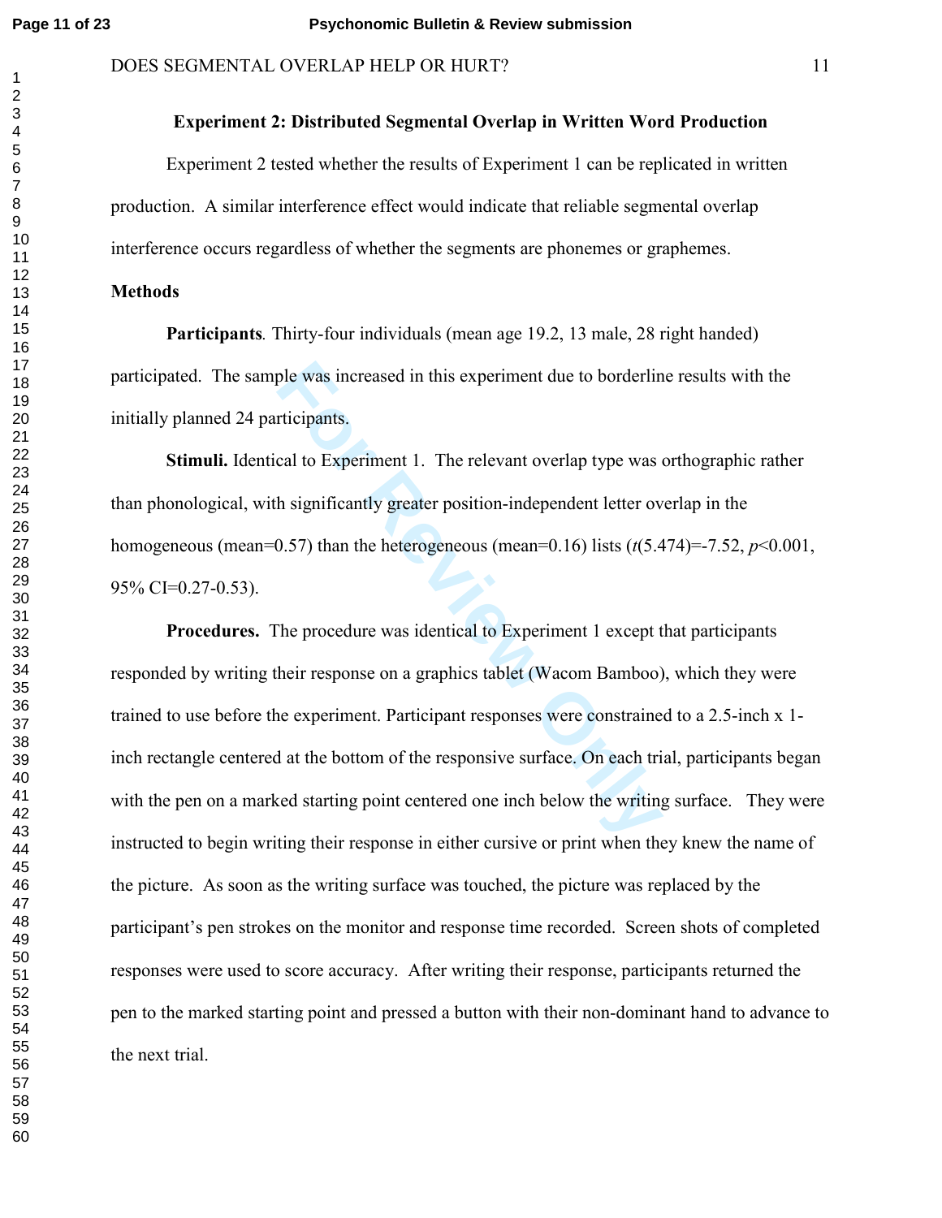## Experiment 2: Distributed Segmental Overlap in Written Word Production

Experiment 2 tested whether the results of Experiment 1 can be replicated in written production. A similar interference effect would indicate that reliable segmental overlap interference occurs regardless of whether the segments are phonemes or graphemes.

### Methods

**Participants***.* Thirty-four individuals (mean age 19.2, 13 male, 28 right handed) participated. The sample was increased in this experiment due to borderline results with the initially planned 24 participants.

**Stimuli.** Identical to Experiment 1. The relevant overlap type was orthographic rather than phonological, with significantly greater position-independent letter overlap in the homogeneous (mean=0.57) than the heterogeneous (mean=0.16) lists ($t(5.474)=-7.52$, $p<0.001$, 95% CI=0.27-0.53).

**Procedures.** The procedure was identical to Experiment 1 except that participants responded by writing their response on a graphics tablet (Wacom Bamboo), which they were trained to use before the experiment. Participant responses were constrained to a 2.5-inch x 1-inch rectangle centered at the bottom of the responsive surface. On each trial, participants began with the pen on a marked starting point centered one inch below the writing surface. They were instructed to begin writing their response in either cursive or print when they knew the name of the picture. As soon as the writing surface was touched, the picture was replaced by the participant's pen strokes on the monitor and response time recorded. Screen shots of completed responses were used to score accuracy. After writing their response, participants returned the pen to the marked starting point and pressed a button with their non-dominant hand to advance to the next trial.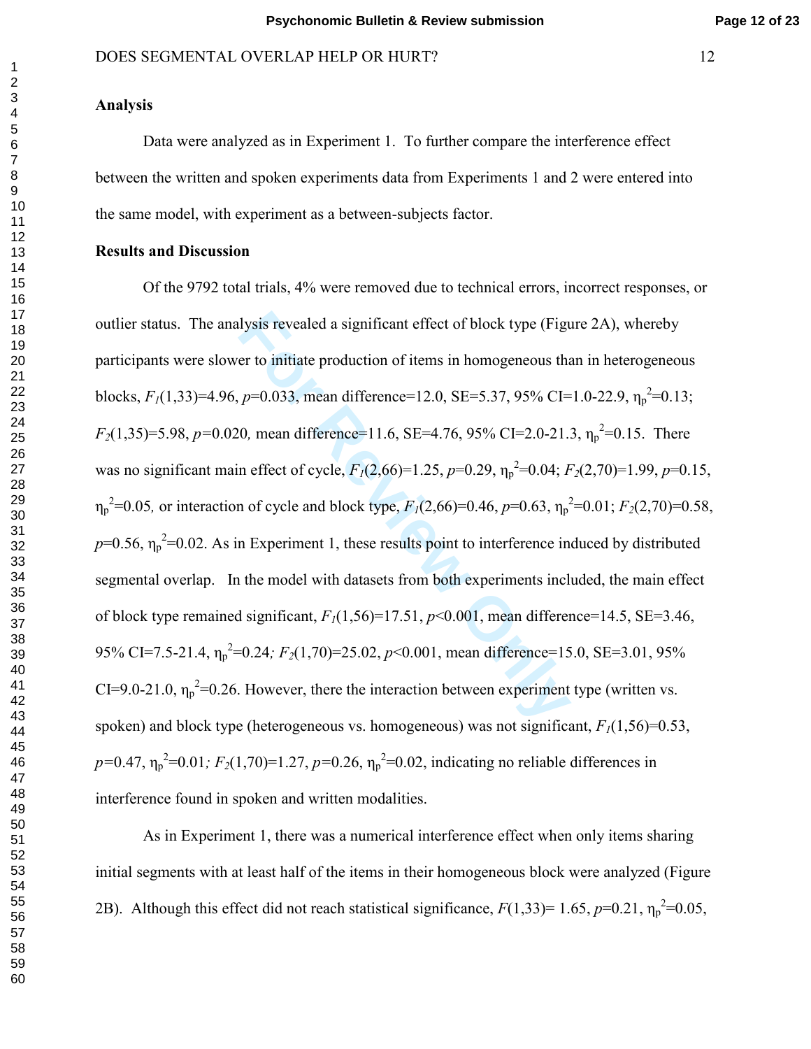### Analysis

Data were analyzed as in Experiment 1. To further compare the interference effect between the written and spoken experiments data from Experiments 1 and 2 were entered into the same model, with experiment as a between-subjects factor.

### Results and Discussion

Of the 9792 total trials, 4% were removed due to technical errors, incorrect responses, or outlier status. The analysis revealed a significant effect of block type (Figure 2A), whereby participants were slower to initiate production of items in homogeneous than in heterogeneous blocks, $F_1(1,33)=4.96$, $p=0.033$, mean difference=12.0, SE=5.37, 95% CI=1.0-22.9, $\eta_p^2=0.13$; $F_2(1,35)=5.98$, $p=0.020$, mean difference=11.6, SE=4.76, 95% CI=2.0-21.3, $\eta_p^2=0.15$. There was no significant main effect of cycle, $F_1(2,66)=1.25$, $p=0.29$, $\eta_p^2=0.04$; $F_2(2,70)=1.99$, $p=0.15$, $\eta_p^2=0.05$, or interaction of cycle and block type, $F_1(2,66)=0.46$, $p=0.63$, $\eta_p^2=0.01$; $F_2(2,70)=0.58$, $p=0.56$, $\eta_p^2=0.02$. As in Experiment 1, these results point to interference induced by distributed segmental overlap. In the model with datasets from both experiments included, the main effect of block type remained significant, $F_1(1,56)=17.51$, $p<0.001$, mean difference=14.5, SE=3.46, 95% CI=7.5-21.4, $\eta_p^2=0.24$; $F_2(1,70)=25.02$, $p<0.001$, mean difference=15.0, SE=3.01, 95% CI=9.0-21.0, $\eta_p^2=0.26$. However, there the interaction between experiment type (written vs. spoken) and block type (heterogeneous vs. homogeneous) was not significant, $F_1(1,56)=0.53$, $p=0.47$, $\eta_p^2=0.01$; $F_2(1,70)=1.27$, $p=0.26$, $\eta_p^2=0.02$, indicating no reliable differences in interference found in spoken and written modalities.

As in Experiment 1, there was a numerical interference effect when only items sharing initial segments with at least half of the items in their homogeneous block were analyzed (Figure 2B). Although this effect did not reach statistical significance, $F(1,33)= 1.65$, $p=0.21$, $\eta_p^2=0.05$,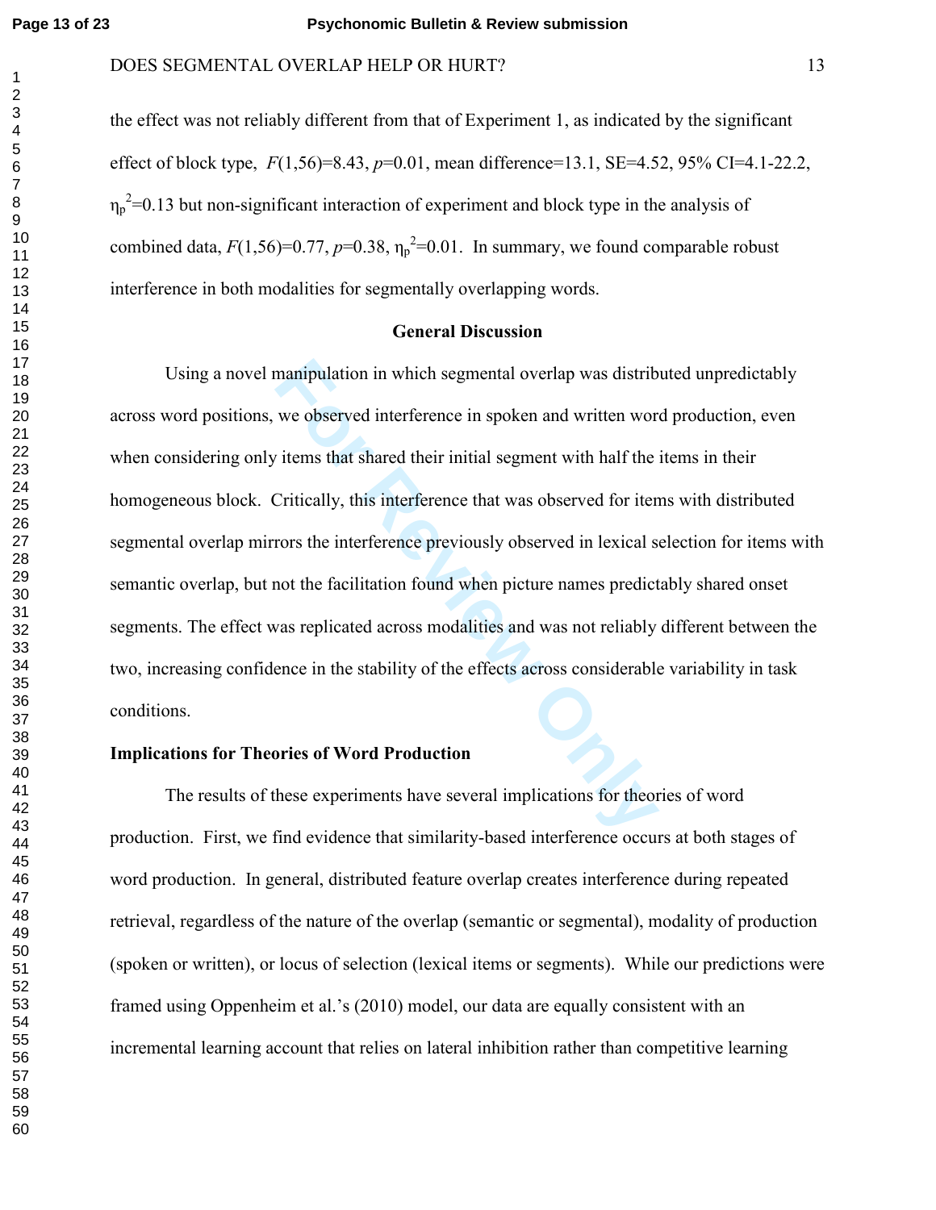the effect was not reliably different from that of Experiment 1, as indicated by the significant effect of block type, $F(1,56)=8.43$, $p=0.01$, mean difference=13.1, SE=4.52, 95% CI=4.1-22.2, $\eta_p^2=0.13$ but non-significant interaction of experiment and block type in the analysis of combined data, $F(1,56)=0.77$, $p=0.38$, $\eta_p^2=0.01$. In summary, we found comparable robust interference in both modalities for segmentally overlapping words.

## General Discussion

Using a novel manipulation in which segmental overlap was distributed unpredictably across word positions, we observed interference in spoken and written word production, even when considering only items that shared their initial segment with half the items in their homogeneous block. Critically, this interference that was observed for items with distributed segmental overlap mirrors the interference previously observed in lexical selection for items with semantic overlap, but not the facilitation found when picture names predictably shared onset segments. The effect was replicated across modalities and was not reliably different between the two, increasing confidence in the stability of the effects across considerable variability in task conditions.

### Implications for Theories of Word Production

The results of these experiments have several implications for theories of word production. First, we find evidence that similarity-based interference occurs at both stages of word production. In general, distributed feature overlap creates interference during repeated retrieval, regardless of the nature of the overlap (semantic or segmental), modality of production (spoken or written), or locus of selection (lexical items or segments). While our predictions were framed using Oppenheim et al.'s (2010) model, our data are equally consistent with an incremental learning account that relies on lateral inhibition rather than competitive learning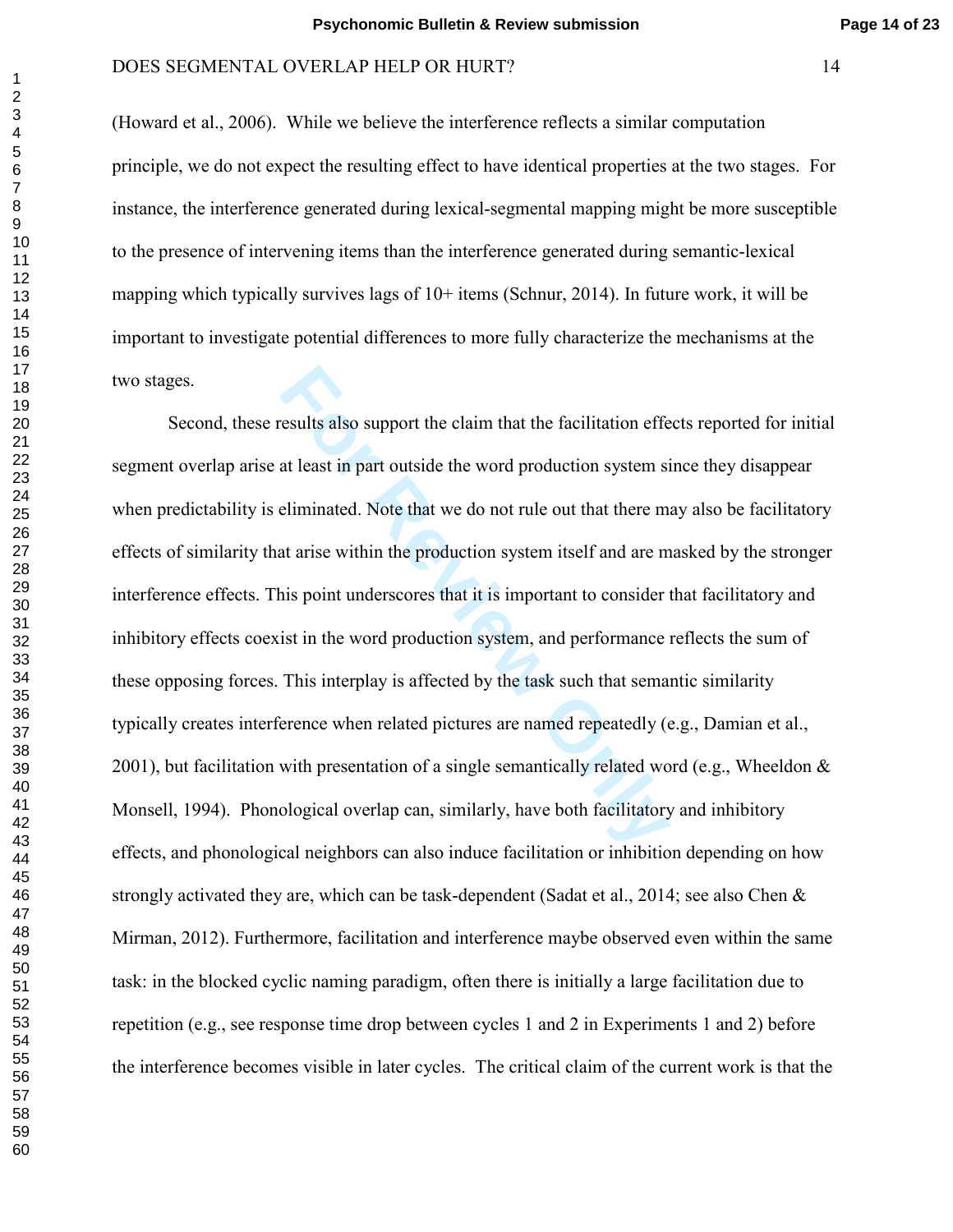(Howard et al., 2006). While we believe the interference reflects a similar computation principle, we do not expect the resulting effect to have identical properties at the two stages. For instance, the interference generated during lexical-segmental mapping might be more susceptible to the presence of intervening items than the interference generated during semantic-lexical mapping which typically survives lags of 10+ items (Schnur, 2014). In future work, it will be important to investigate potential differences to more fully characterize the mechanisms at the two stages.

Second, these results also support the claim that the facilitation effects reported for initial segment overlap arise at least in part outside the word production system since they disappear when predictability is eliminated. Note that we do not rule out that there may also be facilitatory effects of similarity that arise within the production system itself and are masked by the stronger interference effects. This point underscores that it is important to consider that facilitatory and inhibitory effects coexist in the word production system, and performance reflects the sum of these opposing forces. This interplay is affected by the task such that semantic similarity typically creates interference when related pictures are named repeatedly (e.g., Damian et al., 2001), but facilitation with presentation of a single semantically related word (e.g., Wheeldon & Monsell, 1994). Phonological overlap can, similarly, have both facilitatory and inhibitory effects, and phonological neighbors can also induce facilitation or inhibition depending on how strongly activated they are, which can be task-dependent (Sadat et al., 2014; see also Chen & Mirman, 2012). Furthermore, facilitation and interference maybe observed even within the same task: in the blocked cyclic naming paradigm, often there is initially a large facilitation due to repetition (e.g., see response time drop between cycles 1 and 2 in Experiments 1 and 2) before the interference becomes visible in later cycles. The critical claim of the current work is that the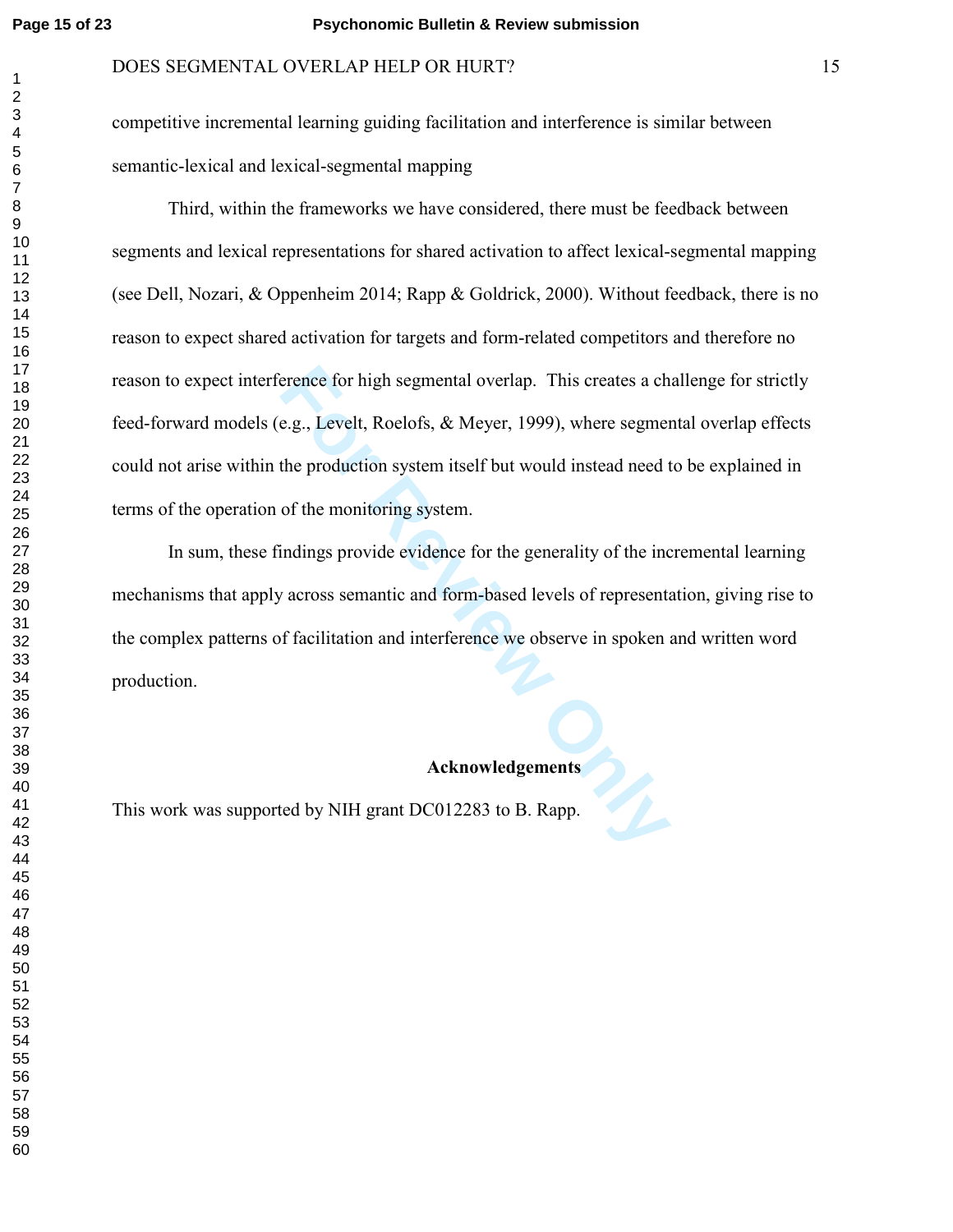competitive incremental learning guiding facilitation and interference is similar between semantic-lexical and lexical-segmental mapping

Third, within the frameworks we have considered, there must be feedback between segments and lexical representations for shared activation to affect lexical-segmental mapping (see Dell, Nozari, & Oppenheim 2014; Rapp & Goldrick, 2000). Without feedback, there is no reason to expect shared activation for targets and form-related competitors and therefore no reason to expect interference for high segmental overlap. This creates a challenge for strictly feed-forward models (e.g., Levelt, Roelofs, & Meyer, 1999), where segmental overlap effects could not arise within the production system itself but would instead need to be explained in terms of the operation of the monitoring system.

In sum, these findings provide evidence for the generality of the incremental learning mechanisms that apply across semantic and form-based levels of representation, giving rise to the complex patterns of facilitation and interference we observe in spoken and written word production.

## Acknowledgements

This work was supported by NIH grant DC012283 to B. Rapp.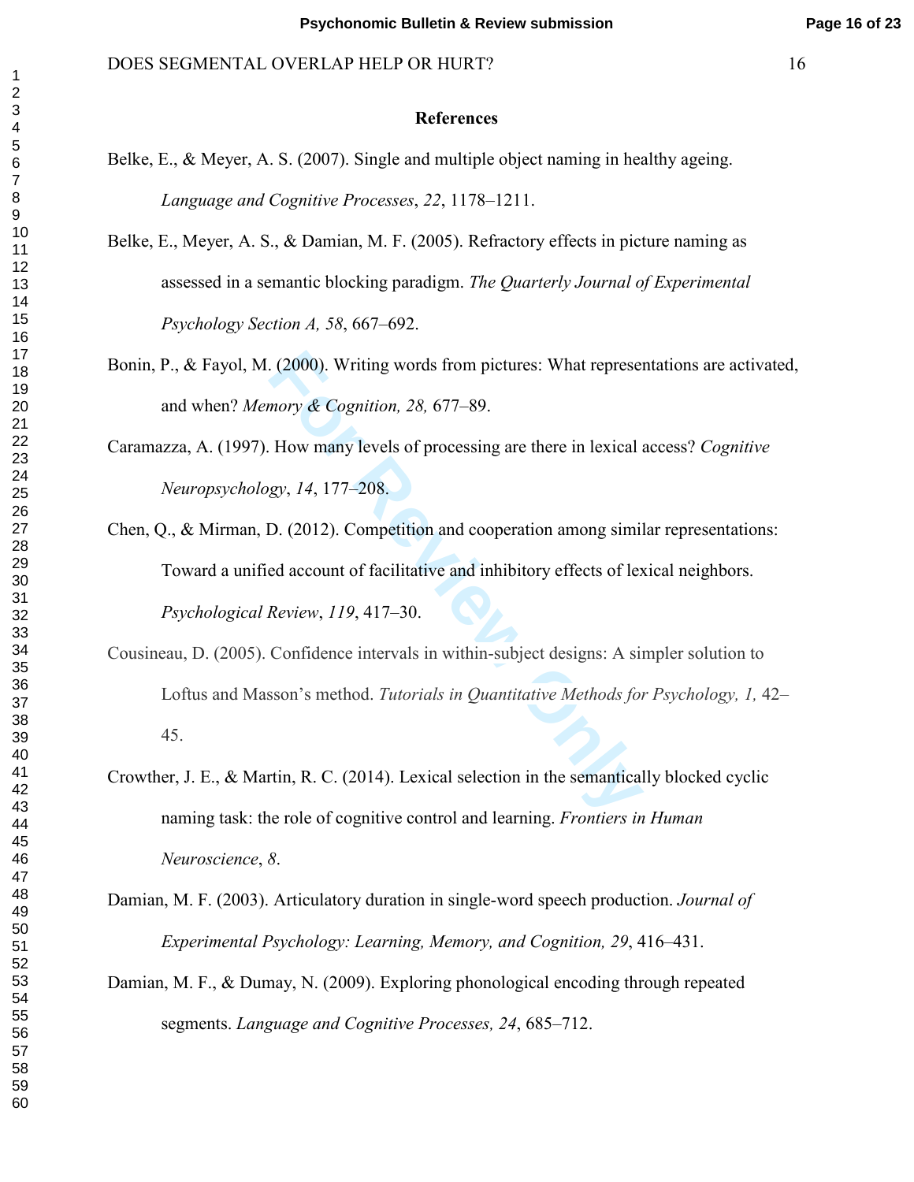## References

Belke, E., & Meyer, A. S. (2007). Single and multiple object naming in healthy ageing. *Language and Cognitive Processes*, *22*, 1178–1211.

Belke, E., Meyer, A. S., & Damian, M. F. (2005). Refractory effects in picture naming as assessed in a semantic blocking paradigm. *The Quarterly Journal of Experimental Psychology Section A, 58*, 667–692.

Bonin, P., & Fayol, M. (2000). Writing words from pictures: What representations are activated, and when? *Memory & Cognition, 28,* 677–89.

Caramazza, A. (1997). How many levels of processing are there in lexical access? *Cognitive Neuropsychology*, *14*, 177–208.

Chen, Q., & Mirman, D. (2012). Competition and cooperation among similar representations: Toward a unified account of facilitative and inhibitory effects of lexical neighbors. *Psychological Review*, *119*, 417–30.

Cousineau, D. (2005). Confidence intervals in within-subject designs: A simpler solution to Loftus and Masson's method. *Tutorials in Quantitative Methods for Psychology, 1,* 42–45.

Crowther, J. E., & Martin, R. C. (2014). Lexical selection in the semantically blocked cyclic naming task: the role of cognitive control and learning. *Frontiers in Human Neuroscience*, *8*.

Damian, M. F. (2003). Articulatory duration in single-word speech production. *Journal of Experimental Psychology: Learning, Memory, and Cognition, 29*, 416–431.

Damian, M. F., & Dumay, N. (2009). Exploring phonological encoding through repeated segments. *Language and Cognitive Processes, 24*, 685–712.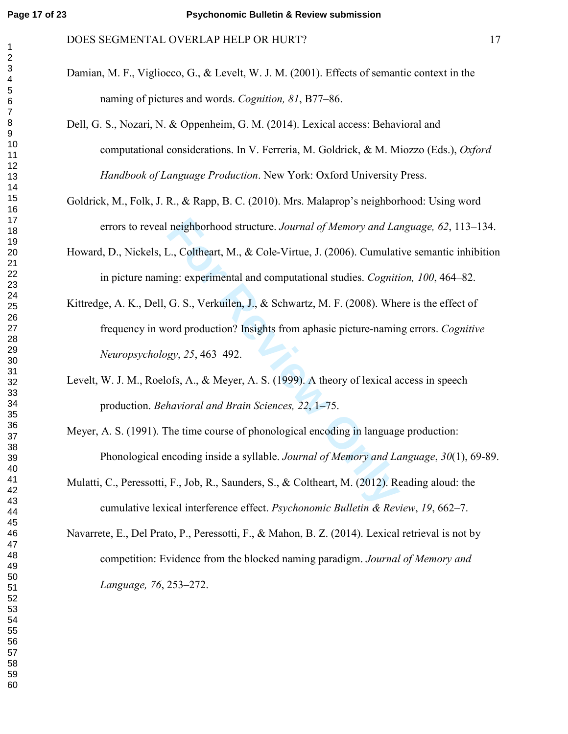Damian, M. F., Vigliocco, G., & Levelt, W. J. M. (2001). Effects of semantic context in the naming of pictures and words. *Cognition, 81*, B77–86.

Dell, G. S., Nozari, N. & Oppenheim, G. M. (2014). Lexical access: Behavioral and computational considerations. In V. Ferreria, M. Goldrick, & M. Miozzo (Eds.), *Oxford Handbook of Language Production*. New York: Oxford University Press.

Goldrick, M., Folk, J. R., & Rapp, B. C. (2010). Mrs. Malaprop's neighborhood: Using word errors to reveal neighborhood structure. *Journal of Memory and Language, 62*, 113–134.

Howard, D., Nickels, L., Coltheart, M., & Cole-Virtue, J. (2006). Cumulative semantic inhibition in picture naming: experimental and computational studies. *Cognition, 100*, 464–82.

Kittredge, A. K., Dell, G. S., Verkuilen, J., & Schwartz, M. F. (2008). Where is the effect of frequency in word production? Insights from aphasic picture-naming errors. *Cognitive Neuropsychology*, *25*, 463–492.

Levelt, W. J. M., Roelofs, A., & Meyer, A. S. (1999). A theory of lexical access in speech production. *Behavioral and Brain Sciences, 22*, 1–75.

Meyer, A. S. (1991). The time course of phonological encoding in language production: Phonological encoding inside a syllable. *Journal of Memory and Language*, *30*(1), 69-89.

Mulatti, C., Peressotti, F., Job, R., Saunders, S., & Coltheart, M. (2012). Reading aloud: the cumulative lexical interference effect. *Psychonomic Bulletin & Review*, *19*, 662–7.

Navarrete, E., Del Prato, P., Peressotti, F., & Mahon, B. Z. (2014). Lexical retrieval is not by competition: Evidence from the blocked naming paradigm. *Journal of Memory and Language, 76*, 253–272.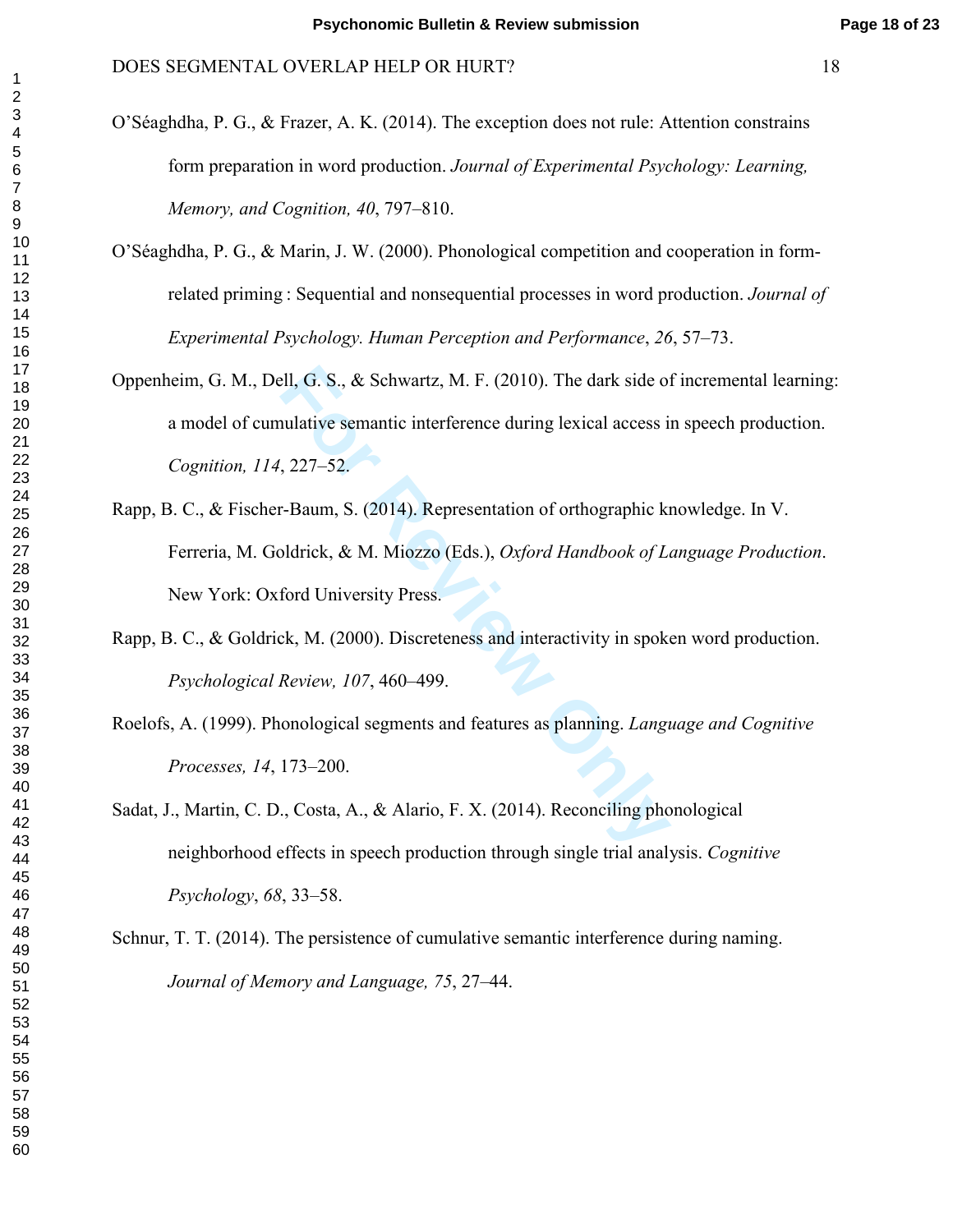O'Séaghdha, P. G., & Frazer, A. K. (2014). The exception does not rule: Attention constrains form preparation in word production. *Journal of Experimental Psychology: Learning, Memory, and Cognition, 40*, 797–810.

O'Séaghdha, P. G., & Marin, J. W. (2000). Phonological competition and cooperation in form-related priming : Sequential and nonsequential processes in word production. *Journal of Experimental Psychology. Human Perception and Performance*, *26*, 57–73.

Oppenheim, G. M., Dell, G. S., & Schwartz, M. F. (2010). The dark side of incremental learning: a model of cumulative semantic interference during lexical access in speech production. *Cognition, 114*, 227–52.

Rapp, B. C., & Fischer-Baum, S. (2014). Representation of orthographic knowledge. In V. Ferreria, M. Goldrick, & M. Miozzo (Eds.), *Oxford Handbook of Language Production*. New York: Oxford University Press.

Rapp, B. C., & Goldrick, M. (2000). Discreteness and interactivity in spoken word production. *Psychological Review, 107*, 460–499.

Roelofs, A. (1999). Phonological segments and features as planning. *Language and Cognitive Processes, 14*, 173–200.

Sadat, J., Martin, C. D., Costa, A., & Alario, F. X. (2014). Reconciling phonological neighborhood effects in speech production through single trial analysis. *Cognitive Psychology*, *68*, 33–58.

Schnur, T. T. (2014). The persistence of cumulative semantic interference during naming. *Journal of Memory and Language, 75*, 27–44.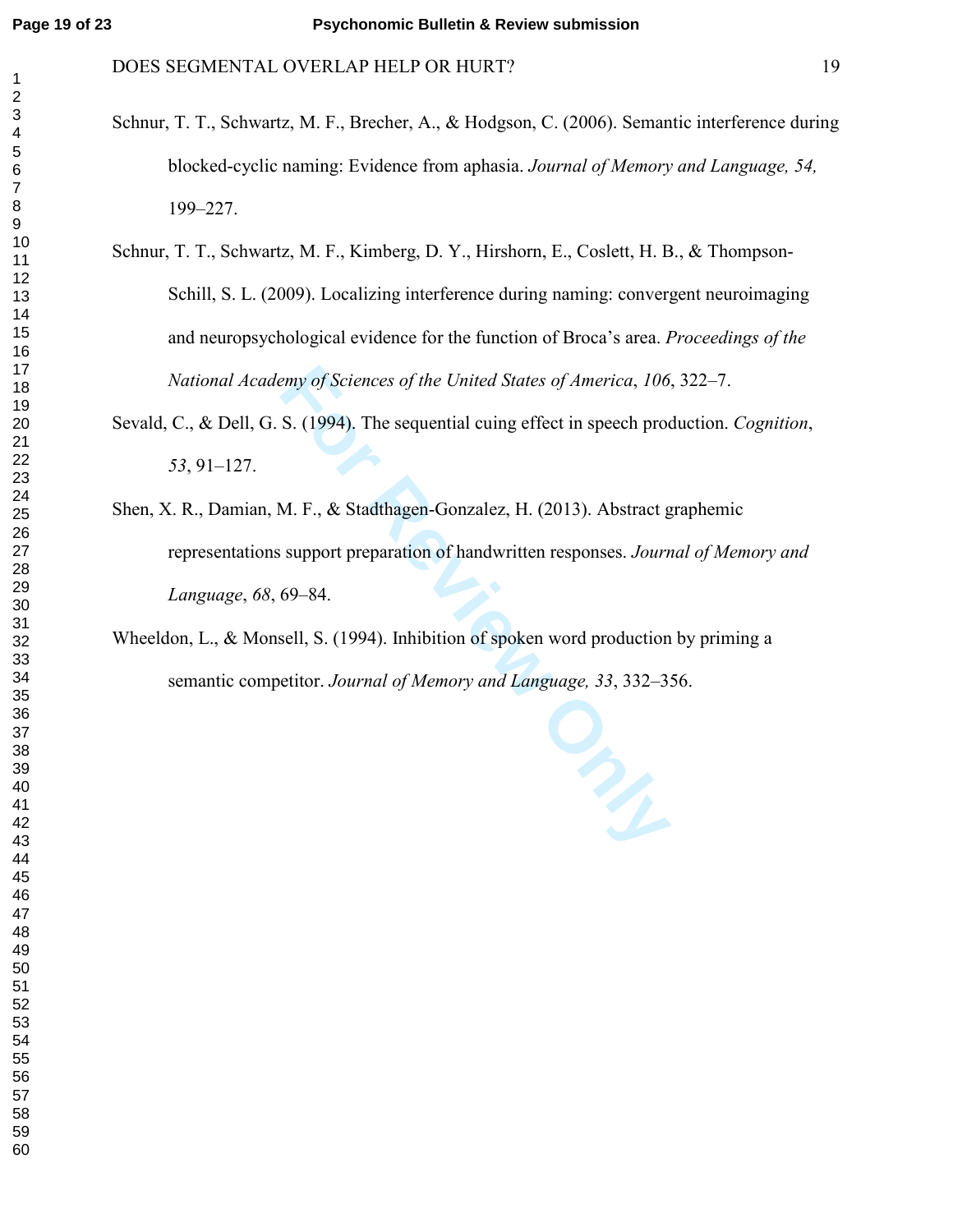Schnur, T. T., Schwartz, M. F., Brecher, A., & Hodgson, C. (2006). Semantic interference during blocked-cyclic naming: Evidence from aphasia. *Journal of Memory and Language, 54,* 199–227.

Schnur, T. T., Schwartz, M. F., Kimberg, D. Y., Hirshorn, E., Coslett, H. B., & Thompson-Schill, S. L. (2009). Localizing interference during naming: convergent neuroimaging and neuropsychological evidence for the function of Broca's area. *Proceedings of the National Academy of Sciences of the United States of America*, *106*, 322–7.

Sevald, C., & Dell, G. S. (1994). The sequential cuing effect in speech production. *Cognition*, *53*, 91–127.

Shen, X. R., Damian, M. F., & Stadthagen-Gonzalez, H. (2013). Abstract graphemic representations support preparation of handwritten responses. *Journal of Memory and Language*, *68*, 69–84.

Wheeldon, L., & Monsell, S. (1994). Inhibition of spoken word production by priming a semantic competitor. *Journal of Memory and Language, 33*, 332–356.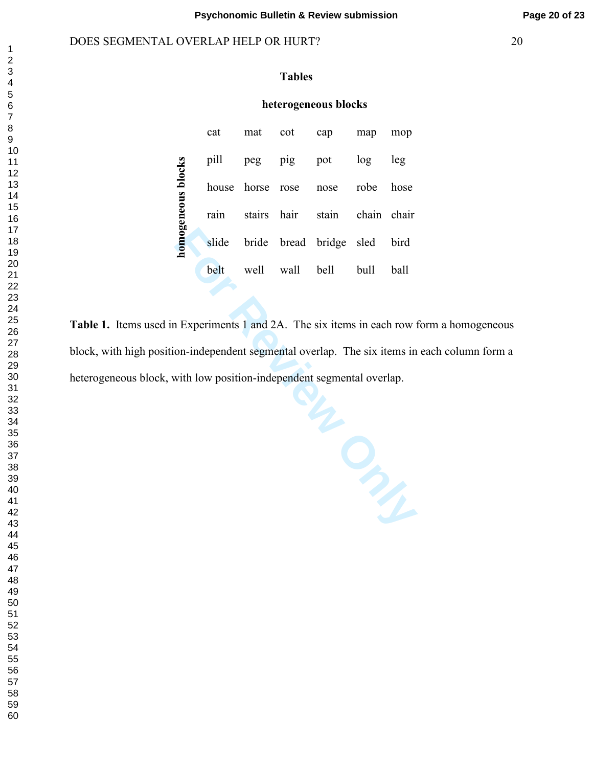## Tables

**heterogeneous blocks**

**homogeneous blocks**

| | | | | | |
|---|---|---|---|---|---|
| cat | mat | cot | cap | map | mop |
| pill | peg | pig | pot | log | leg |
| house | horse | rose | nose | robe | hose |
| rain | stairs | hair | stain | chain | chair |
| slide | bride | bread | bridge | sled | bird |
| belt | well | wall | bell | bull | ball |

**Table 1.** Items used in Experiments 1 and 2A. The six items in each row form a homogeneous block, with high position-independent segmental overlap. The six items in each column form a heterogeneous block, with low position-independent segmental overlap.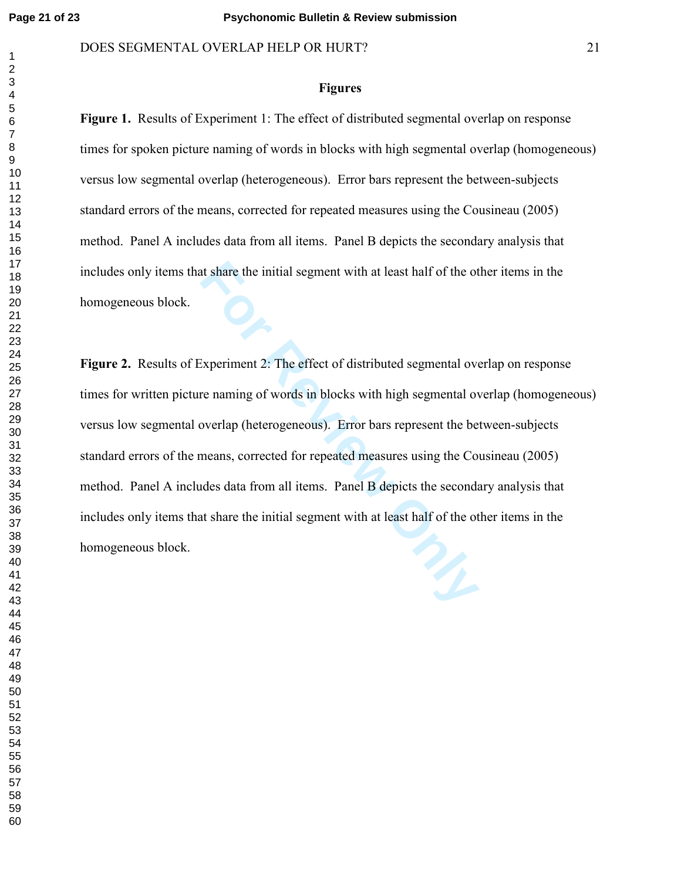## Figures

**Figure 1.** Results of Experiment 1: The effect of distributed segmental overlap on response times for spoken picture naming of words in blocks with high segmental overlap (homogeneous) versus low segmental overlap (heterogeneous). Error bars represent the between-subjects standard errors of the means, corrected for repeated measures using the Cousineau (2005) method. Panel A includes data from all items. Panel B depicts the secondary analysis that includes only items that share the initial segment with at least half of the other items in the homogeneous block.

**Figure 2.** Results of Experiment 2: The effect of distributed segmental overlap on response times for written picture naming of words in blocks with high segmental overlap (homogeneous) versus low segmental overlap (heterogeneous). Error bars represent the between-subjects standard errors of the means, corrected for repeated measures using the Cousineau (2005) method. Panel A includes data from all items. Panel B depicts the secondary analysis that includes only items that share the initial segment with at least half of the other items in the homogeneous block.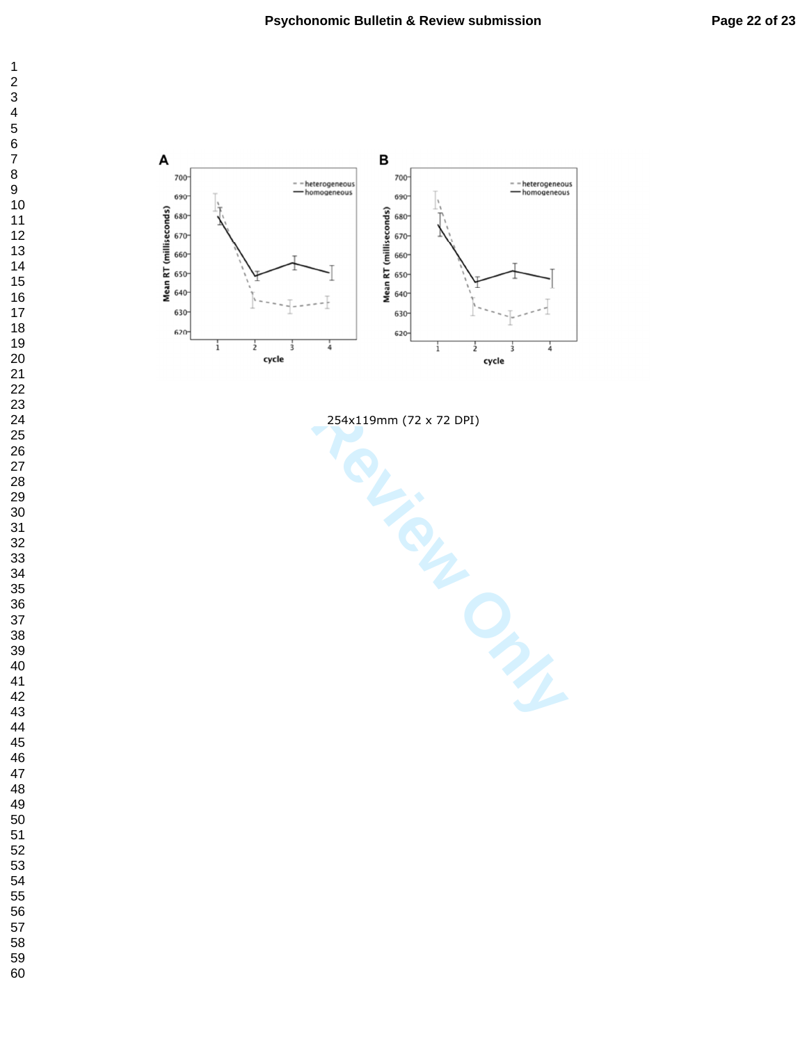A

700
690
680
670
660
650
640
630
620

Mean RT (milliseconds)

heterogeneous
homogeneous

1 2 3 4
cycle

B

700
690
680
670
660
650
640
630
620

Mean RT (milliseconds)

heterogeneous
homogeneous

1 2 3 4
cycle

254x119mm (72 x 72 DPI)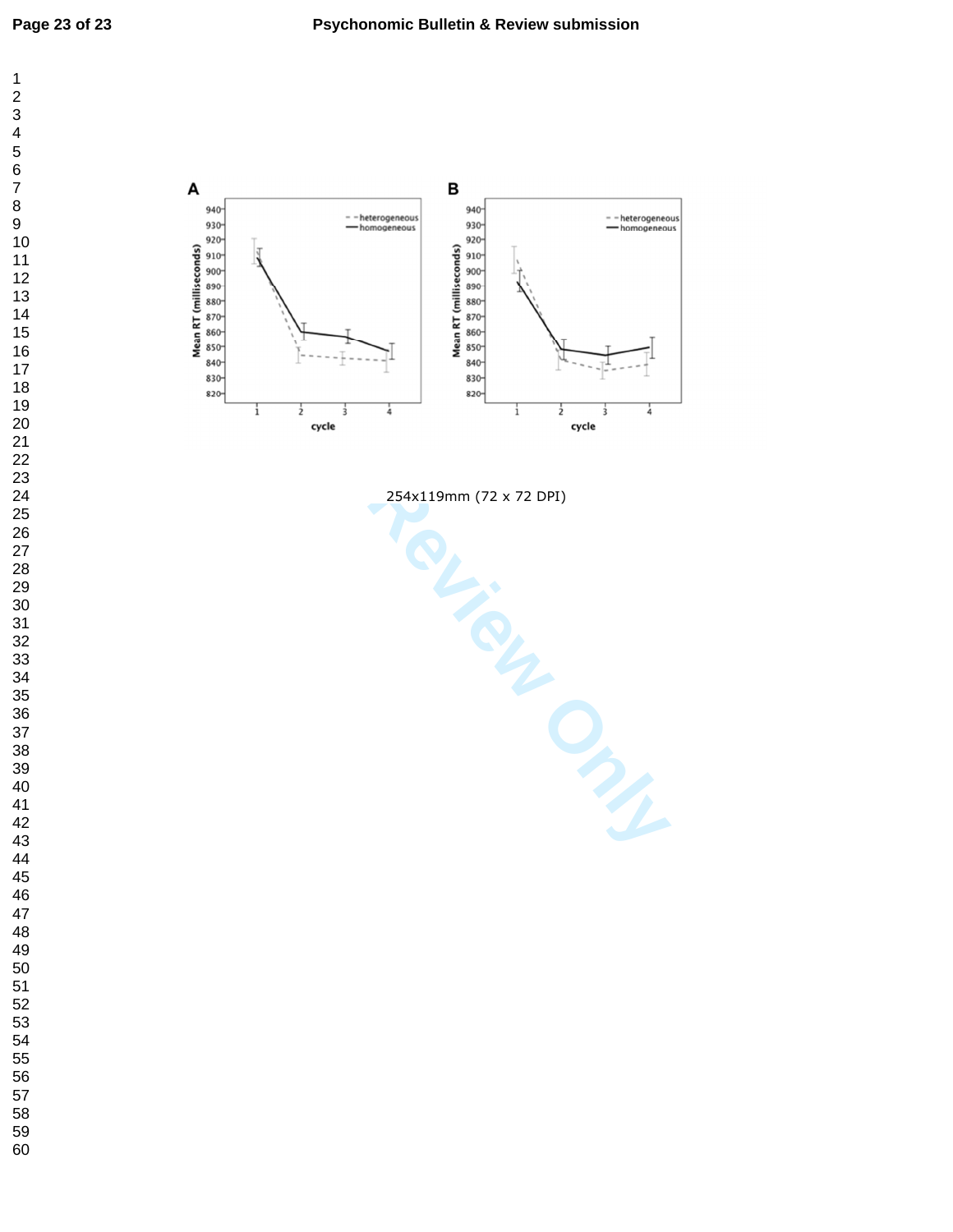A

940
930
920
910
900
890
880
870
860
850
840
830
820

Mean RT (milliseconds)

heterogeneous
homogeneous

1
2
3
4

cycle

B

940
930
920
910
900
890
880
870
860
850
840
830
820

Mean RT (milliseconds)

heterogeneous
homogeneous

1
2
3
4

cycle

254x119mm (72 x 72 DPI)